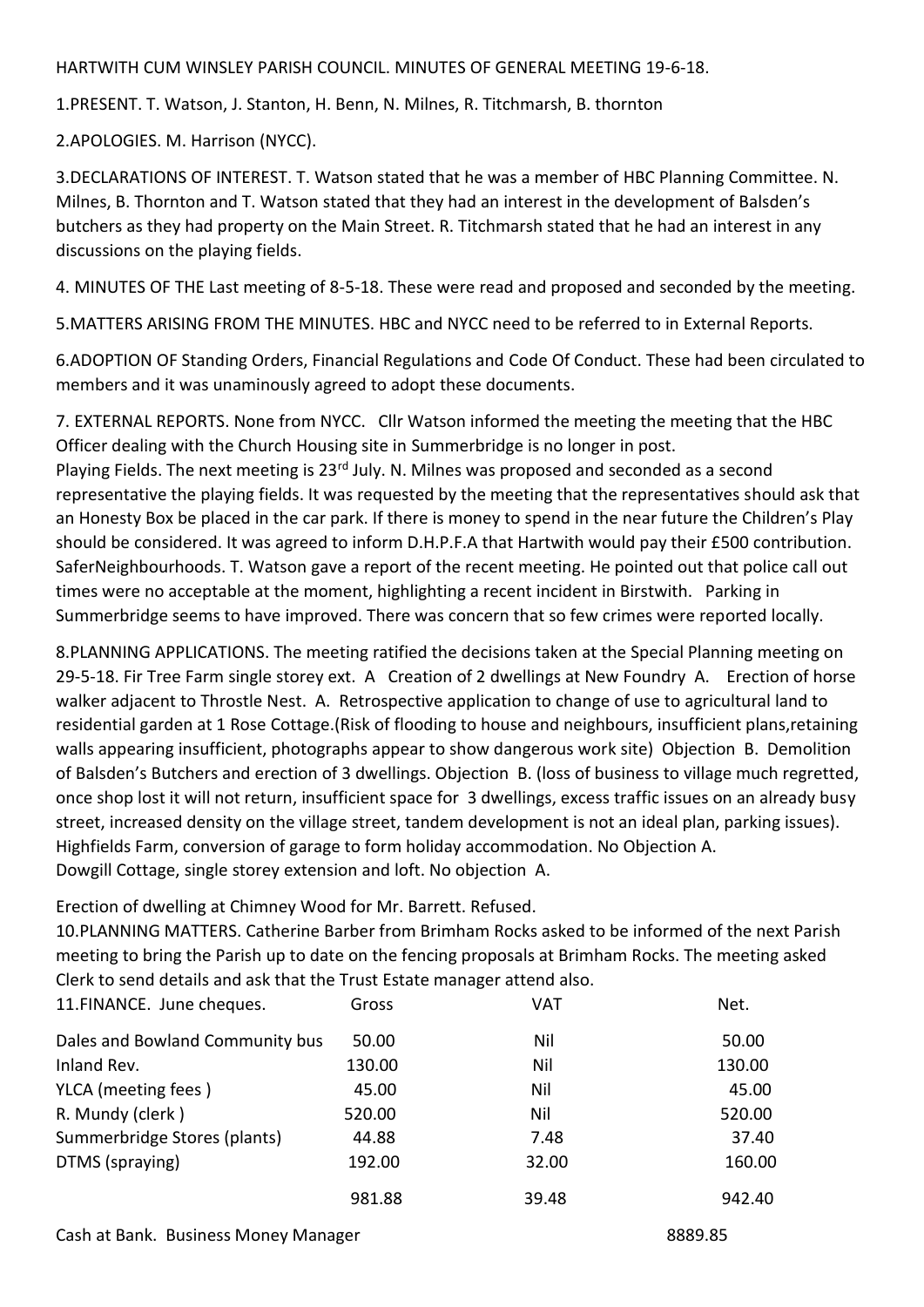HARTWITH CUM WINSLEY PARISH COUNCIL. MINUTES OF GENERAL MEETING 19-6-18.

1.PRESENT. T. Watson, J. Stanton, H. Benn, N. Milnes, R. Titchmarsh, B. thornton

2.APOLOGIES. M. Harrison (NYCC).

3.DECLARATIONS OF INTEREST. T. Watson stated that he was a member of HBC Planning Committee. N. Milnes, B. Thornton and T. Watson stated that they had an interest in the development of Balsden's butchers as they had property on the Main Street. R. Titchmarsh stated that he had an interest in any discussions on the playing fields.

4. MINUTES OF THE Last meeting of 8-5-18. These were read and proposed and seconded by the meeting.

5.MATTERS ARISING FROM THE MINUTES. HBC and NYCC need to be referred to in External Reports.

6.ADOPTION OF Standing Orders, Financial Regulations and Code Of Conduct. These had been circulated to members and it was unaminously agreed to adopt these documents.

7. EXTERNAL REPORTS. None from NYCC. Cllr Watson informed the meeting the meeting that the HBC Officer dealing with the Church Housing site in Summerbridge is no longer in post.
Playing Fields. The next meeting is 23rd July. N. Milnes was proposed and seconded as a second representative the playing fields. It was requested by the meeting that the representatives should ask that an Honesty Box be placed in the car park. If there is money to spend in the near future the Children's Play should be considered. It was agreed to inform D.H.P.F.A that Hartwith would pay their £500 contribution.
SaferNeighbourhoods. T. Watson gave a report of the recent meeting. He pointed out that police call out times were no acceptable at the moment, highlighting a recent incident in Birstwith. Parking in Summerbridge seems to have improved. There was concern that so few crimes were reported locally.

8.PLANNING APPLICATIONS. The meeting ratified the decisions taken at the Special Planning meeting on 29-5-18. Fir Tree Farm single storey ext. A Creation of 2 dwellings at New Foundry A. Erection of horse walker adjacent to Throstle Nest. A. Retrospective application to change of use to agricultural land to residential garden at 1 Rose Cottage.(Risk of flooding to house and neighbours, insufficient plans,retaining walls appearing insufficient, photographs appear to show dangerous work site) Objection B. Demolition of Balsden's Butchers and erection of 3 dwellings. Objection B. (loss of business to village much regretted, once shop lost it will not return, insufficient space for 3 dwellings, excess traffic issues on an already busy street, increased density on the village street, tandem development is not an ideal plan, parking issues). Highfields Farm, conversion of garage to form holiday accommodation. No Objection A.
Dowgill Cottage, single storey extension and loft. No objection A.

Erection of dwelling at Chimney Wood for Mr. Barrett. Refused.

10.PLANNING MATTERS. Catherine Barber from Brimham Rocks asked to be informed of the next Parish meeting to bring the Parish up to date on the fencing proposals at Brimham Rocks. The meeting asked Clerk to send details and ask that the Trust Estate manager attend also.

| 11.FINANCE. June cheques. | Gross | VAT | Net. |
|---|---|---|---|
| Dales and Bowland Community bus | 50.00 | Nil | 50.00 |
| Inland Rev. | 130.00 | Nil | 130.00 |
| YLCA (meeting fees ) | 45.00 | Nil | 45.00 |
| R. Mundy (clerk ) | 520.00 | Nil | 520.00 |
| Summerbridge Stores (plants) | 44.88 | 7.48 | 37.40 |
| DTMS (spraying) | 192.00 | 32.00 | 160.00 |
| | 981.88 | 39.48 | 942.40 |

Cash at Bank. Business Money Manager 8889.85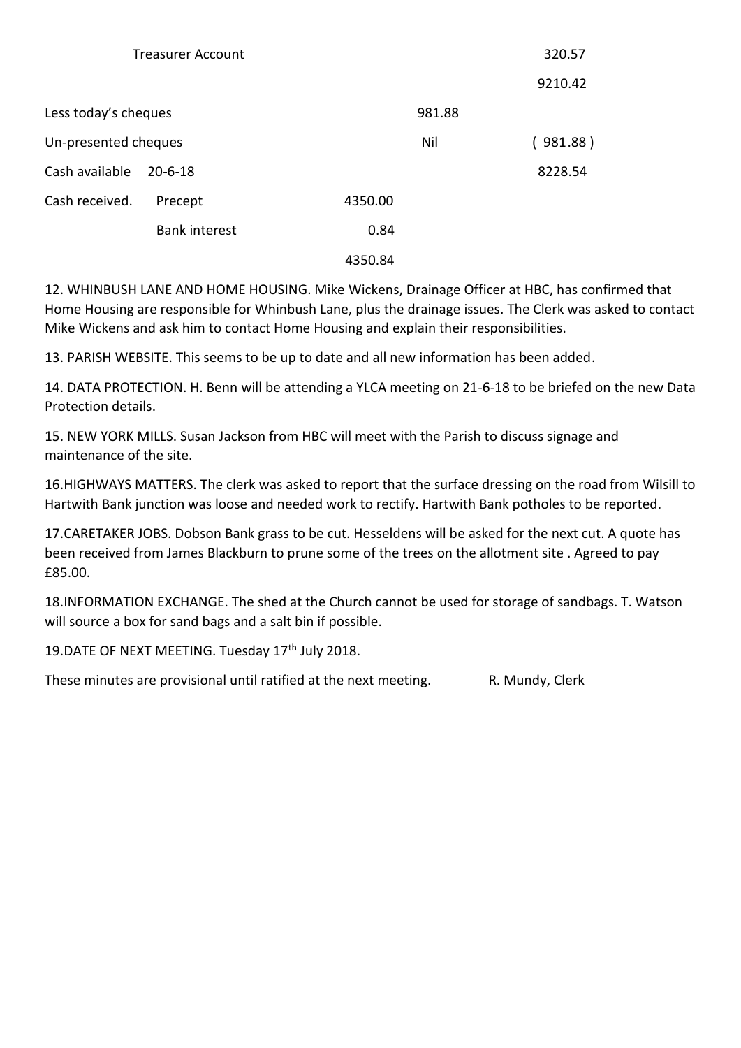| | | | | |
|---|---|---|---|---|
| Treasurer Account | | | | 320.57 |
| | | | | 9210.42 |
| Less today's cheques | | | 981.88 | |
| Un-presented cheques | | | Nil | ( 981.88 ) |
| Cash available | 20-6-18 | | | 8228.54 |
| Cash received. | Precept | 4350.00 | | |
| | Bank interest | 0.84 | | |
| | | 4350.84 | | |

12. WHINBUSH LANE AND HOME HOUSING. Mike Wickens, Drainage Officer at HBC, has confirmed that Home Housing are responsible for Whinbush Lane, plus the drainage issues. The Clerk was asked to contact Mike Wickens and ask him to contact Home Housing and explain their responsibilities.

13. PARISH WEBSITE. This seems to be up to date and all new information has been added.

14. DATA PROTECTION. H. Benn will be attending a YLCA meeting on 21-6-18 to be briefed on the new Data Protection details.

15. NEW YORK MILLS. Susan Jackson from HBC will meet with the Parish to discuss signage and maintenance of the site.

16.HIGHWAYS MATTERS. The clerk was asked to report that the surface dressing on the road from Wilsill to Hartwith Bank junction was loose and needed work to rectify. Hartwith Bank potholes to be reported.

17.CARETAKER JOBS. Dobson Bank grass to be cut. Hesseldens will be asked for the next cut. A quote has been received from James Blackburn to prune some of the trees on the allotment site . Agreed to pay £85.00.

18.INFORMATION EXCHANGE. The shed at the Church cannot be used for storage of sandbags. T. Watson will source a box for sand bags and a salt bin if possible.

19.DATE OF NEXT MEETING. Tuesday 17th July 2018.

These minutes are provisional until ratified at the next meeting. R. Mundy, Clerk